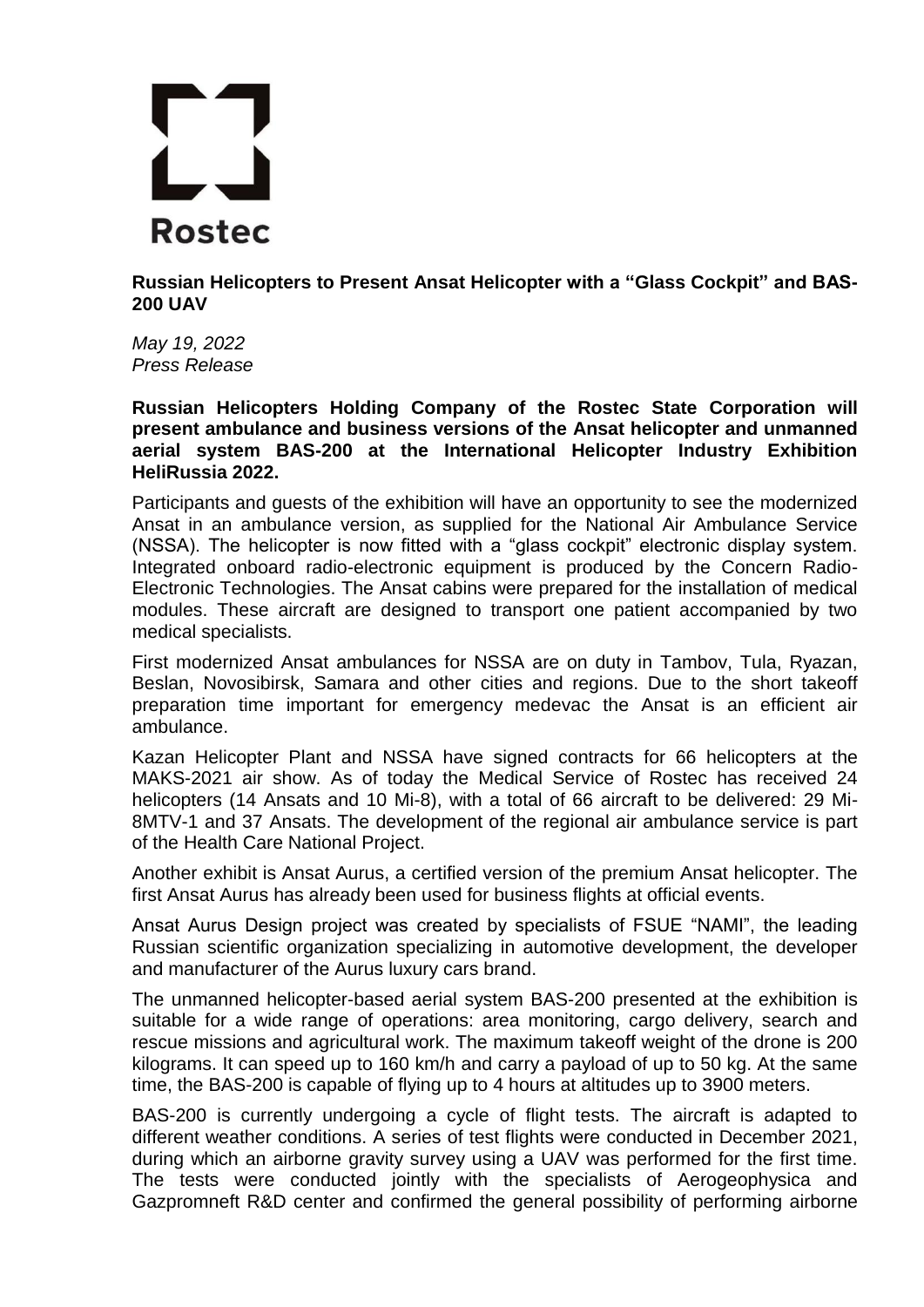Rostec

# Russian Helicopters to Present Ansat Helicopter with a "Glass Cockpit" and BAS-200 UAV

*May 19, 2022*
*Press Release*

**Russian Helicopters Holding Company of the Rostec State Corporation will present ambulance and business versions of the Ansat helicopter and unmanned aerial system BAS-200 at the International Helicopter Industry Exhibition HeliRussia 2022.**

Participants and guests of the exhibition will have an opportunity to see the modernized Ansat in an ambulance version, as supplied for the National Air Ambulance Service (NSSA). The helicopter is now fitted with a "glass cockpit" electronic display system. Integrated onboard radio-electronic equipment is produced by the Concern Radio-Electronic Technologies. The Ansat cabins were prepared for the installation of medical modules. These aircraft are designed to transport one patient accompanied by two medical specialists.

First modernized Ansat ambulances for NSSA are on duty in Tambov, Tula, Ryazan, Beslan, Novosibirsk, Samara and other cities and regions. Due to the short takeoff preparation time important for emergency medevac the Ansat is an efficient air ambulance.

Kazan Helicopter Plant and NSSA have signed contracts for 66 helicopters at the MAKS-2021 air show. As of today the Medical Service of Rostec has received 24 helicopters (14 Ansats and 10 Mi-8), with a total of 66 aircraft to be delivered: 29 Mi-8MTV-1 and 37 Ansats. The development of the regional air ambulance service is part of the Health Care National Project.

Another exhibit is Ansat Aurus, a certified version of the premium Ansat helicopter. The first Ansat Aurus has already been used for business flights at official events.

Ansat Aurus Design project was created by specialists of FSUE "NAMI", the leading Russian scientific organization specializing in automotive development, the developer and manufacturer of the Aurus luxury cars brand.

The unmanned helicopter-based aerial system BAS-200 presented at the exhibition is suitable for a wide range of operations: area monitoring, cargo delivery, search and rescue missions and agricultural work. The maximum takeoff weight of the drone is 200 kilograms. It can speed up to 160 km/h and carry a payload of up to 50 kg. At the same time, the BAS-200 is capable of flying up to 4 hours at altitudes up to 3900 meters.

BAS-200 is currently undergoing a cycle of flight tests. The aircraft is adapted to different weather conditions. A series of test flights were conducted in December 2021, during which an airborne gravity survey using a UAV was performed for the first time. The tests were conducted jointly with the specialists of Aerogeophysica and Gazpromneft R&D center and confirmed the general possibility of performing airborne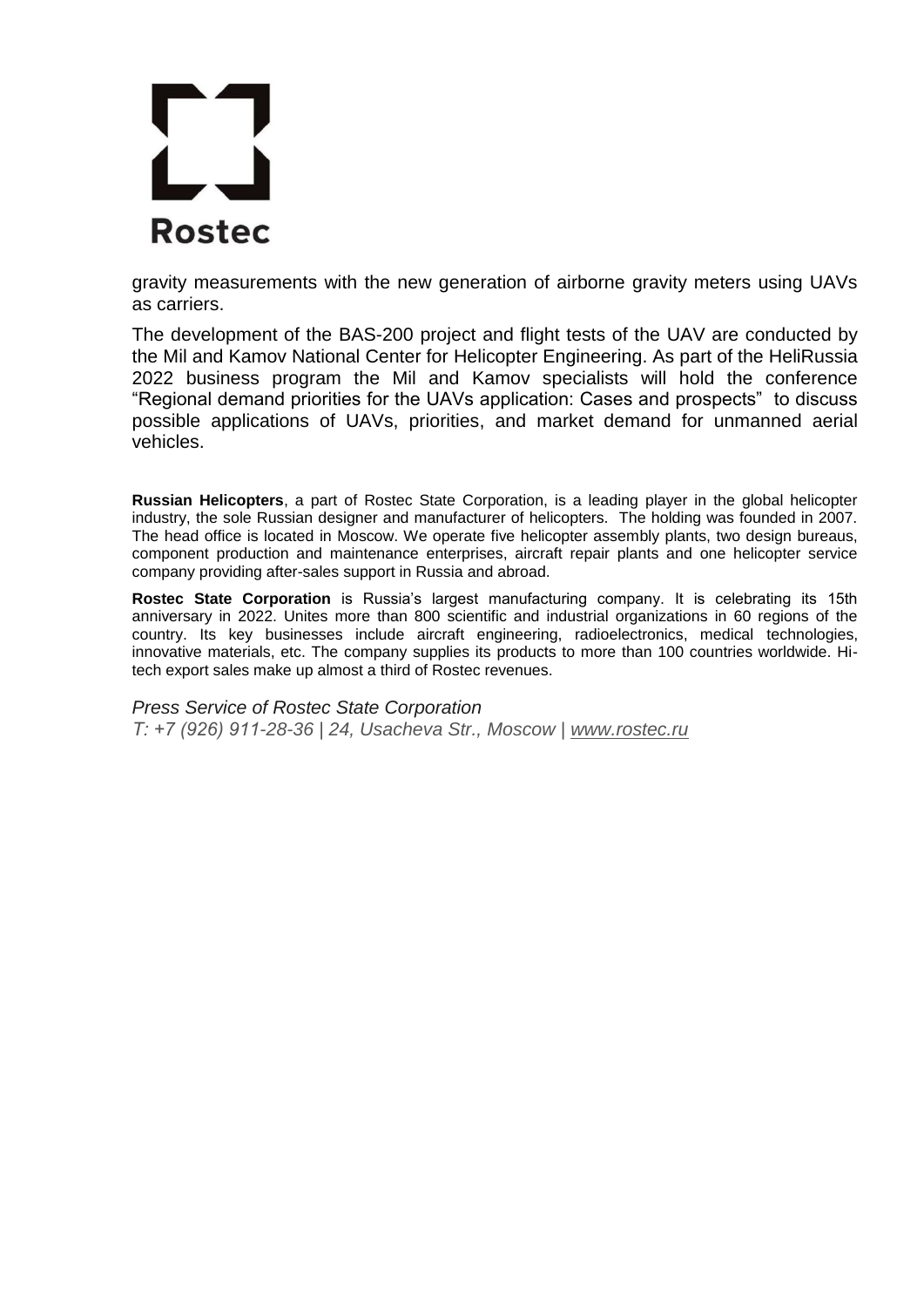gravity measurements with the new generation of airborne gravity meters using UAVs as carriers.

The development of the BAS-200 project and flight tests of the UAV are conducted by the Mil and Kamov National Center for Helicopter Engineering. As part of the HeliRussia 2022 business program the Mil and Kamov specialists will hold the conference "Regional demand priorities for the UAVs application: Cases and prospects" to discuss possible applications of UAVs, priorities, and market demand for unmanned aerial vehicles.

**Russian Helicopters**, a part of Rostec State Corporation, is a leading player in the global helicopter industry, the sole Russian designer and manufacturer of helicopters. The holding was founded in 2007. The head office is located in Moscow. We operate five helicopter assembly plants, two design bureaus, component production and maintenance enterprises, aircraft repair plants and one helicopter service company providing after-sales support in Russia and abroad.

**Rostec State Corporation** is Russia's largest manufacturing company. It is celebrating its 15th anniversary in 2022. Unites more than 800 scientific and industrial organizations in 60 regions of the country. Its key businesses include aircraft engineering, radioelectronics, medical technologies, innovative materials, etc. The company supplies its products to more than 100 countries worldwide. Hi-tech export sales make up almost a third of Rostec revenues.

*Press Service of Rostec State Corporation*
*T: +7 (926) 911-28-36 | 24, Usacheva Str., Moscow | www.rostec.ru*